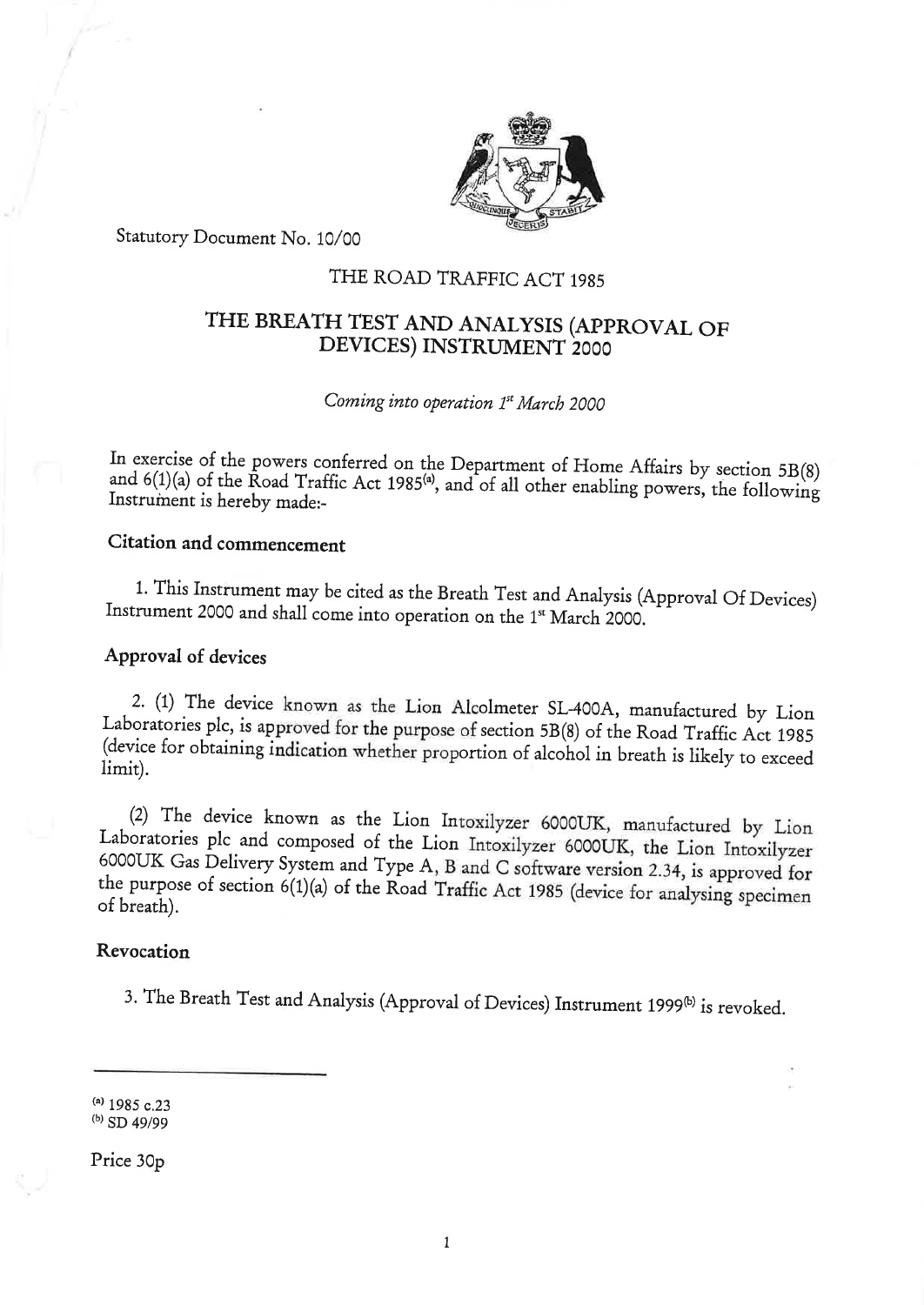Statutory Document No. 10/00

THE ROAD TRAFFIC ACT 1985

# THE BREATH TEST AND ANALYSIS (APPROVAL OF DEVICES) INSTRUMENT 2000

*Coming into operation 1st March 2000*

In exercise of the powers conferred on the Department of Home Affairs by section 5B(8) and 6(1)(a) of the Road Traffic Act 1985[(a)], and of all other enabling powers, the following Instrument is hereby made:-

## Citation and commencement

1. This Instrument may be cited as the Breath Test and Analysis (Approval Of Devices) Instrument 2000 and shall come into operation on the 1st March 2000.

## Approval of devices

2. (1) The device known as the Lion Alcolmeter SL-400A, manufactured by Lion Laboratories plc, is approved for the purpose of section 5B(8) of the Road Traffic Act 1985 (device for obtaining indication whether proportion of alcohol in breath is likely to exceed limit).

(2) The device known as the Lion Intoxilyzer 6000UK, manufactured by Lion Laboratories plc and composed of the Lion Intoxilyzer 6000UK, the Lion Intoxilyzer 6000UK Gas Delivery System and Type A, B and C software version 2.34, is approved for the purpose of section 6(1)(a) of the Road Traffic Act 1985 (device for analysing specimen of breath).

## Revocation

3. The Breath Test and Analysis (Approval of Devices) Instrument 1999[(b)] is revoked.

---

(a) 1985 c.23
(b) SD 49/99

Price 30p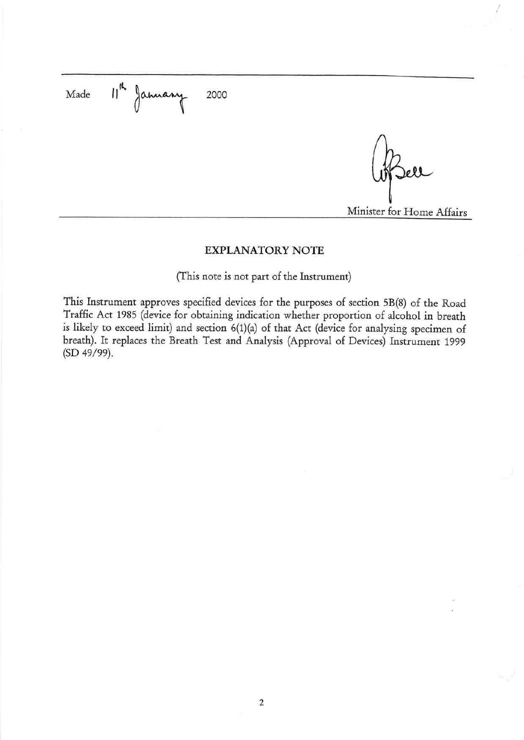Made 11th January 2000

Minister for Home Affairs

## EXPLANATORY NOTE

(This note is not part of the Instrument)

This Instrument approves specified devices for the purposes of section 5B(8) of the Road Traffic Act 1985 (device for obtaining indication whether proportion of alcohol in breath is likely to exceed limit) and section 6(1)(a) of that Act (device for analysing specimen of breath). It replaces the Breath Test and Analysis (Approval of Devices) Instrument 1999 (SD 49/99).